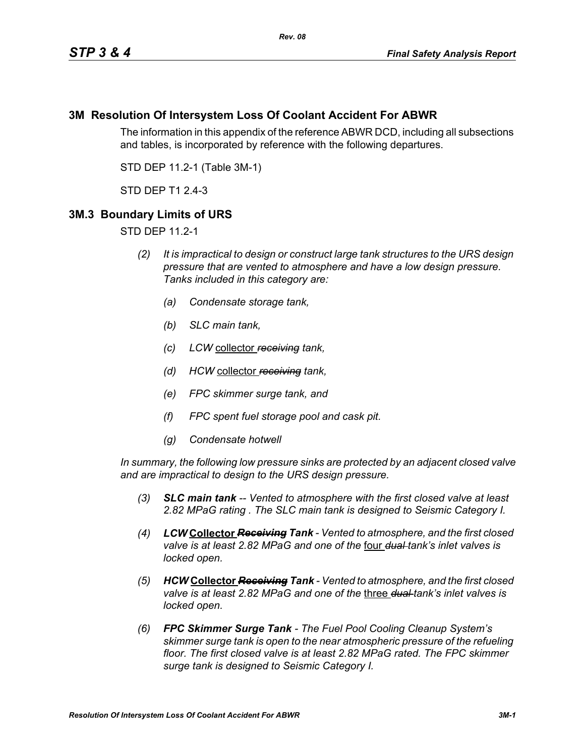## 3M Resolution Of Intersystem Loss Of Coolant Accident For ABWR

The information in this appendix of the reference ABWR DCD, including all subsections and tables, is incorporated by reference with the following departures.

STD DEP 11.2-1 (Table 3M-1)

STD DEP T1 2.4-3

## 3M.3 Boundary Limits of URS

STD DEP 11.2-1

*(2) It is impractical to design or construct large tank structures to the URS design pressure that are vented to atmosphere and have a low design pressure. Tanks included in this category are:*

*(a) Condensate storage tank,*

*(b) SLC main tank,*

*(c) LCW* collector ~~*receiving*~~ *tank,*

*(d) HCW* collector ~~*receiving*~~ *tank,*

*(e) FPC skimmer surge tank, and*

*(f) FPC spent fuel storage pool and cask pit.*

*(g) Condensate hotwell*

*In summary, the following low pressure sinks are protected by an adjacent closed valve and are impractical to design to the URS design pressure.*

*(3)* ***SLC main tank*** *-- Vented to atmosphere with the first closed valve at least 2.82 MPaG rating . The SLC main tank is designed to Seismic Category I.*

*(4)* ***LCW*** **Collector** ~~***Receiving***~~ ***Tank*** *- Vented to atmosphere, and the first closed valve is at least 2.82 MPaG and one of the* four ~~*dual*~~ *tank's inlet valves is locked open.*

*(5)* ***HCW*** **Collector** ~~***Receiving***~~ ***Tank*** *- Vented to atmosphere, and the first closed valve is at least 2.82 MPaG and one of the* three ~~*dual*~~ *tank's inlet valves is locked open.*

*(6)* ***FPC Skimmer Surge Tank*** *- The Fuel Pool Cooling Cleanup System's skimmer surge tank is open to the near atmospheric pressure of the refueling floor. The first closed valve is at least 2.82 MPaG rated. The FPC skimmer surge tank is designed to Seismic Category I.*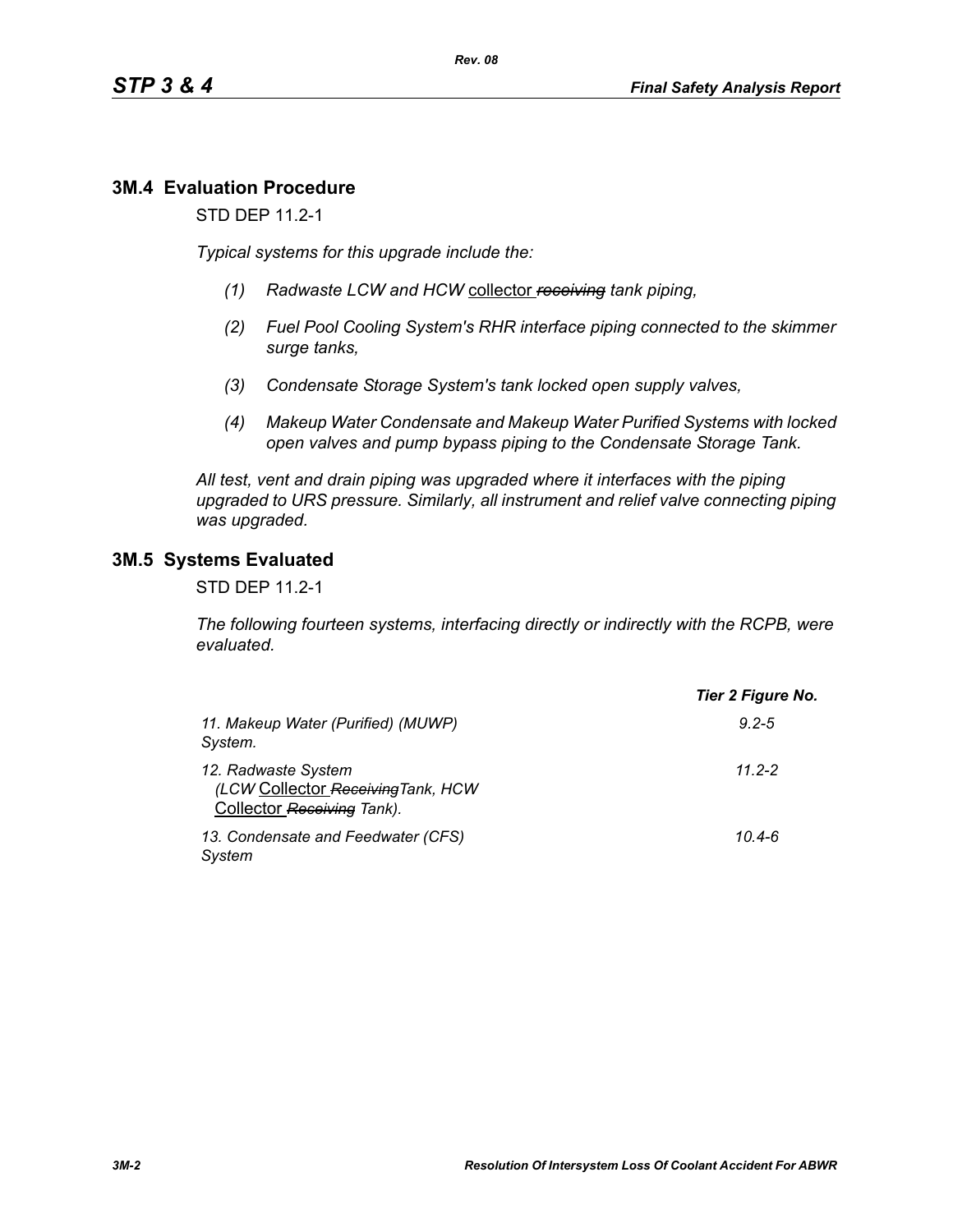## 3M.4 Evaluation Procedure

STD DEP 11.2-1

*Typical systems for this upgrade include the:*

1. *Radwaste LCW and HCW* collector ~~*receiving*~~ *tank piping,*
2. *Fuel Pool Cooling System's RHR interface piping connected to the skimmer surge tanks,*
3. *Condensate Storage System's tank locked open supply valves,*
4. *Makeup Water Condensate and Makeup Water Purified Systems with locked open valves and pump bypass piping to the Condensate Storage Tank.*

*All test, vent and drain piping was upgraded where it interfaces with the piping upgraded to URS pressure. Similarly, all instrument and relief valve connecting piping was upgraded.*

## 3M.5 Systems Evaluated

STD DEP 11.2-1

*The following fourteen systems, interfacing directly or indirectly with the RCPB, were evaluated.*

| | ***Tier 2 Figure No.*** |
|---|---|
| *11. Makeup Water (Purified) (MUWP) System.* | *9.2-5* |
| *12. Radwaste System (LCW* Collector ~~*Receiving*~~ *Tank, HCW* Collector ~~*Receiving*~~ *Tank).* | *11.2-2* |
| *13. Condensate and Feedwater (CFS) System* | *10.4-6* |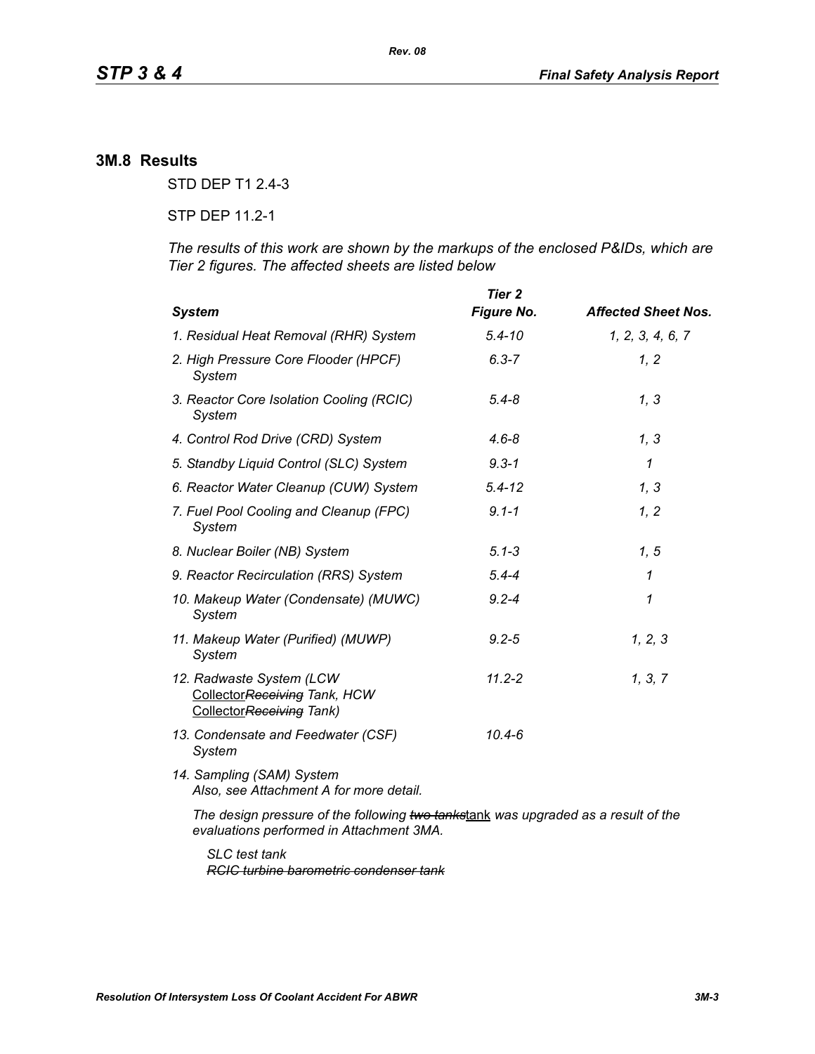## 3M.8 Results

STD DEP T1 2.4-3

STP DEP 11.2-1

*The results of this work are shown by the markups of the enclosed P&IDs, which are Tier 2 figures. The affected sheets are listed below*

| *System* | *Tier 2 Figure No.* | *Affected Sheet Nos.* |
|---|---|---|
| *1. Residual Heat Removal (RHR) System* | *5.4-10* | *1, 2, 3, 4, 6, 7* |
| *2. High Pressure Core Flooder (HPCF) System* | *6.3-7* | *1, 2* |
| *3. Reactor Core Isolation Cooling (RCIC) System* | *5.4-8* | *1, 3* |
| *4. Control Rod Drive (CRD) System* | *4.6-8* | *1, 3* |
| *5. Standby Liquid Control (SLC) System* | *9.3-1* | *1* |
| *6. Reactor Water Cleanup (CUW) System* | *5.4-12* | *1, 3* |
| *7. Fuel Pool Cooling and Cleanup (FPC) System* | *9.1-1* | *1, 2* |
| *8. Nuclear Boiler (NB) System* | *5.1-3* | *1, 5* |
| *9. Reactor Recirculation (RRS) System* | *5.4-4* | *1* |
| *10. Makeup Water (Condensate) (MUWC) System* | *9.2-4* | *1* |
| *11. Makeup Water (Purified) (MUWP) System* | *9.2-5* | *1, 2, 3* |
| *12. Radwaste System (LCW Collector~~Receiving~~ Tank, HCW Collector~~Receiving~~ Tank)* | *11.2-2* | *1, 3, 7* |
| *13. Condensate and Feedwater (CSF) System* | *10.4-6* | |
| *14. Sampling (SAM) System* | | |

*Also, see Attachment A for more detail.*

*The design pressure of the following ~~two tanks~~tank was upgraded as a result of the evaluations performed in Attachment 3MA.*

*SLC test tank*

*~~RCIC turbine barometric condenser tank~~*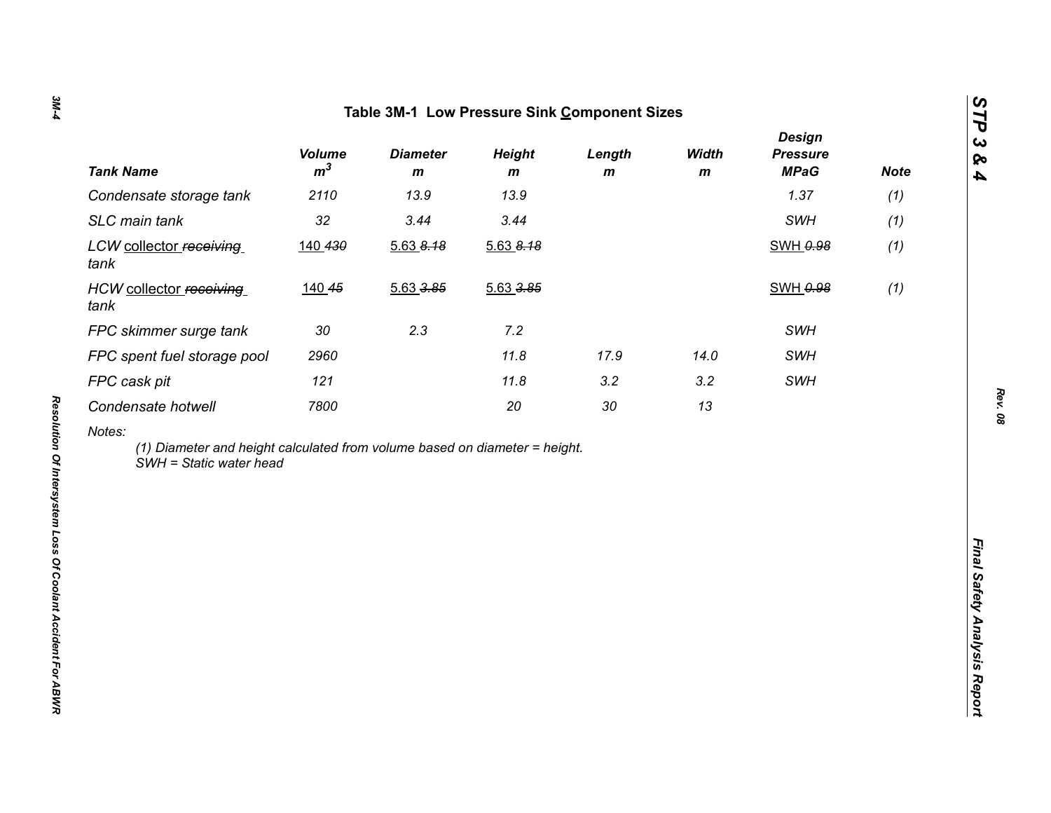## Table 3M-1 Low Pressure Sink Component Sizes

| Tank Name | Volume $m^3$ | Diameter m | Height m | Length m | Width m | Design Pressure MPaG | Note |
|---|---|---|---|---|---|---|---|
| Condensate storage tank | 2110 | 13.9 | 13.9 | | | 1.37 | (1) |
| SLC main tank | 32 | 3.44 | 3.44 | | | SWH | (1) |
| LCW collector ~~receiving~~ tank | 140 ~~430~~ | 5.63 ~~8.18~~ | 5.63 ~~8.18~~ | | | SWH ~~0.98~~ | (1) |
| HCW collector ~~receiving~~ tank | 140 ~~45~~ | 5.63 ~~3.85~~ | 5.63 ~~3.85~~ | | | SWH ~~0.98~~ | (1) |
| FPC skimmer surge tank | 30 | 2.3 | 7.2 | | | SWH | |
| FPC spent fuel storage pool | 2960 | | 11.8 | 17.9 | 14.0 | SWH | |
| FPC cask pit | 121 | | 11.8 | 3.2 | 3.2 | SWH | |
| Condensate hotwell | 7800 | | 20 | 30 | 13 | | |

Notes:

(1) Diameter and height calculated from volume based on diameter = height.

SWH = Static water head